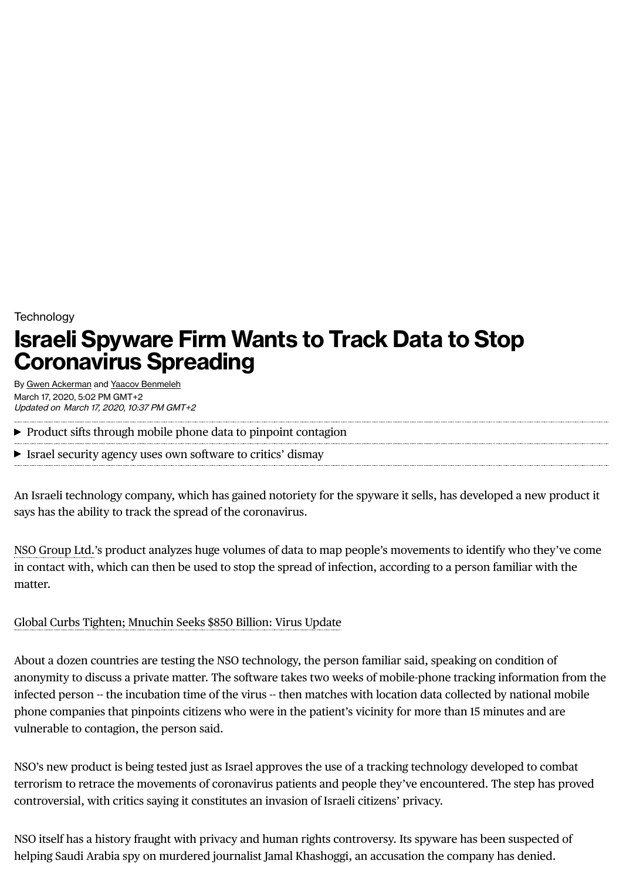Technology

# Israeli Spyware Firm Wants to Track Data to Stop Coronavirus Spreading

By Gwen Ackerman and Yaacov Benmeleh

March 17, 2020, 5:02 PM GMT+2

*Updated on March 17, 2020, 10:37 PM GMT+2*

- Product sifts through mobile phone data to pinpoint contagion
- Israel security agency uses own software to critics' dismay

An Israeli technology company, which has gained notoriety for the spyware it sells, has developed a new product it says has the ability to track the spread of the coronavirus.

NSO Group Ltd.'s product analyzes huge volumes of data to map people's movements to identify who they've come in contact with, which can then be used to stop the spread of infection, according to a person familiar with the matter.

Global Curbs Tighten; Mnuchin Seeks $850 Billion: Virus Update

About a dozen countries are testing the NSO technology, the person familiar said, speaking on condition of anonymity to discuss a private matter. The software takes two weeks of mobile-phone tracking information from the infected person -- the incubation time of the virus -- then matches with location data collected by national mobile phone companies that pinpoints citizens who were in the patient's vicinity for more than 15 minutes and are vulnerable to contagion, the person said.

NSO's new product is being tested just as Israel approves the use of a tracking technology developed to combat terrorism to retrace the movements of coronavirus patients and people they've encountered. The step has proved controversial, with critics saying it constitutes an invasion of Israeli citizens' privacy.

NSO itself has a history fraught with privacy and human rights controversy. Its spyware has been suspected of helping Saudi Arabia spy on murdered journalist Jamal Khashoggi, an accusation the company has denied.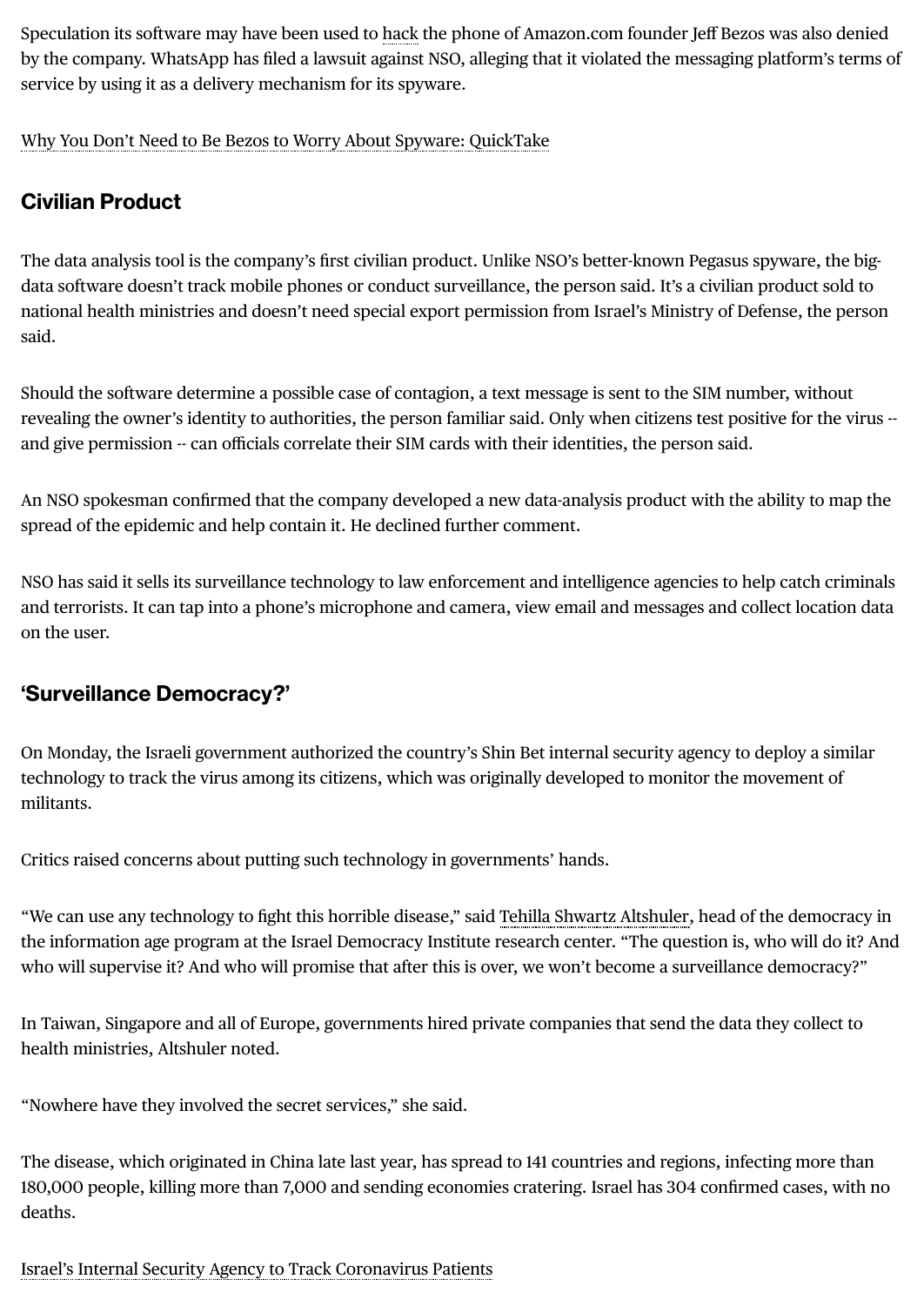Speculation its software may have been used to hack the phone of Amazon.com founder Jeff Bezos was also denied by the company. WhatsApp has filed a lawsuit against NSO, alleging that it violated the messaging platform's terms of service by using it as a delivery mechanism for its spyware.

Why You Don't Need to Be Bezos to Worry About Spyware: QuickTake

## Civilian Product

The data analysis tool is the company's first civilian product. Unlike NSO's better-known Pegasus spyware, the big-data software doesn't track mobile phones or conduct surveillance, the person said. It's a civilian product sold to national health ministries and doesn't need special export permission from Israel's Ministry of Defense, the person said.

Should the software determine a possible case of contagion, a text message is sent to the SIM number, without revealing the owner's identity to authorities, the person familiar said. Only when citizens test positive for the virus -- and give permission -- can officials correlate their SIM cards with their identities, the person said.

An NSO spokesman confirmed that the company developed a new data-analysis product with the ability to map the spread of the epidemic and help contain it. He declined further comment.

NSO has said it sells its surveillance technology to law enforcement and intelligence agencies to help catch criminals and terrorists. It can tap into a phone's microphone and camera, view email and messages and collect location data on the user.

## 'Surveillance Democracy?'

On Monday, the Israeli government authorized the country's Shin Bet internal security agency to deploy a similar technology to track the virus among its citizens, which was originally developed to monitor the movement of militants.

Critics raised concerns about putting such technology in governments' hands.

"We can use any technology to fight this horrible disease," said Tehilla Shwartz Altshuler, head of the democracy in the information age program at the Israel Democracy Institute research center. "The question is, who will do it? And who will supervise it? And who will promise that after this is over, we won't become a surveillance democracy?"

In Taiwan, Singapore and all of Europe, governments hired private companies that send the data they collect to health ministries, Altshuler noted.

"Nowhere have they involved the secret services," she said.

The disease, which originated in China late last year, has spread to 141 countries and regions, infecting more than 180,000 people, killing more than 7,000 and sending economies cratering. Israel has 304 confirmed cases, with no deaths.

Israel's Internal Security Agency to Track Coronavirus Patients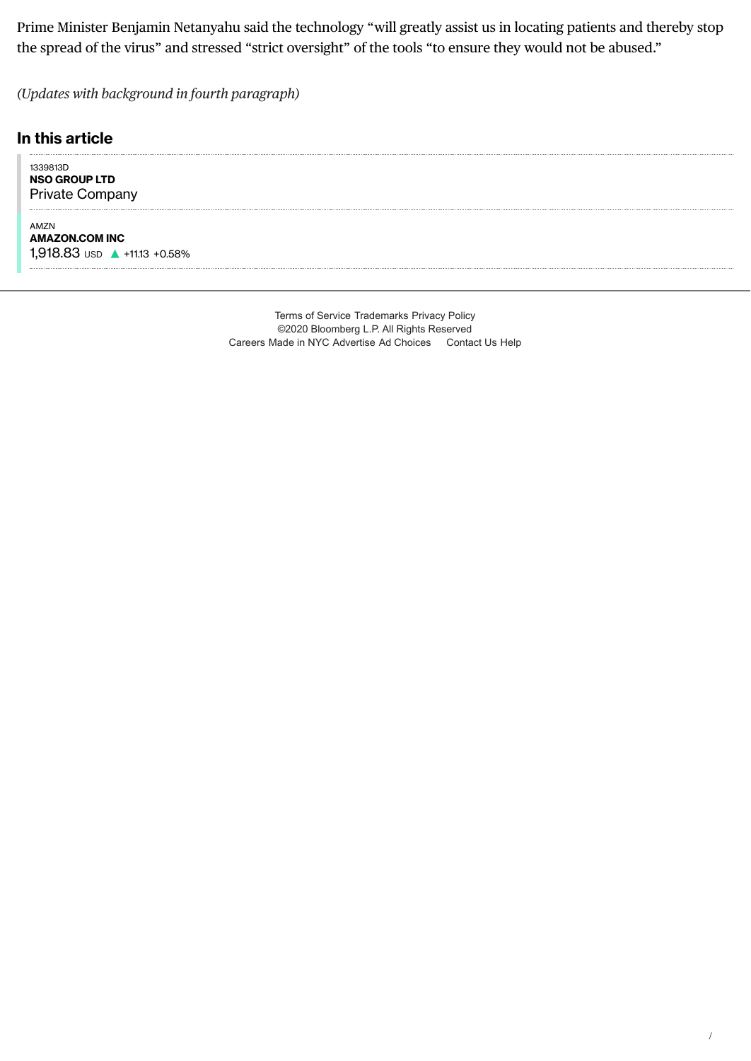Prime Minister Benjamin Netanyahu said the technology “will greatly assist us in locating patients and thereby stop the spread of the virus” and stressed “strict oversight” of the tools “to ensure they would not be abused.”

*(Updates with background in fourth paragraph)*

## In this article

1339813D
**NSO GROUP LTD**
Private Company

AMZN
**AMAZON.COM INC**
1,918.83 USD ▲ +11.13 +0.58%

Terms of Service Trademarks Privacy Policy
©2020 Bloomberg L.P. All Rights Reserved
Careers Made in NYC Advertise Ad Choices Contact Us Help